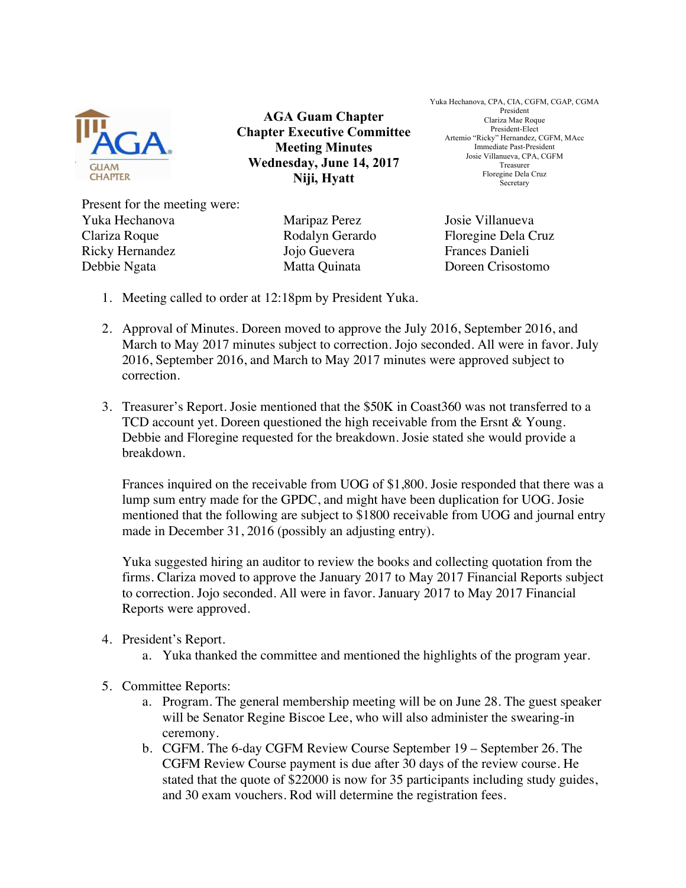# AGA Guam Chapter
## Chapter Executive Committee
## Meeting Minutes
## Wednesday, June 14, 2017
## Niji, Hyatt

Yuka Hechanova, CPA, CIA, CGFM, CGAP, CGMA
President
Clariza Mae Roque
President-Elect
Artemio "Ricky" Hernandez, CGFM, MAcc
Immediate Past-President
Josie Villanueva, CPA, CGFM
Treasurer
Floregine Dela Cruz
Secretary

Present for the meeting were:

| | | |
|---|---|---|
| Yuka Hechanova | Maripaz Perez | Josie Villanueva |
| Clariza Roque | Rodalyn Gerardo | Floregine Dela Cruz |
| Ricky Hernandez | Jojo Guevera | Frances Danieli |
| Debbie Ngata | Matta Quinata | Doreen Crisostomo |

1. Meeting called to order at 12:18pm by President Yuka.

2. Approval of Minutes. Doreen moved to approve the July 2016, September 2016, and March to May 2017 minutes subject to correction. Jojo seconded. All were in favor. July 2016, September 2016, and March to May 2017 minutes were approved subject to correction.

3. Treasurer's Report. Josie mentioned that the $50K in Coast360 was not transferred to a TCD account yet. Doreen questioned the high receivable from the Ersnt & Young. Debbie and Floregine requested for the breakdown. Josie stated she would provide a breakdown.

   Frances inquired on the receivable from UOG of $1,800. Josie responded that there was a lump sum entry made for the GPDC, and might have been duplication for UOG. Josie mentioned that the following are subject to $1800 receivable from UOG and journal entry made in December 31, 2016 (possibly an adjusting entry).

   Yuka suggested hiring an auditor to review the books and collecting quotation from the firms. Clariza moved to approve the January 2017 to May 2017 Financial Reports subject to correction. Jojo seconded. All were in favor. January 2017 to May 2017 Financial Reports were approved.

4. President's Report.
   a. Yuka thanked the committee and mentioned the highlights of the program year.

5. Committee Reports:
   a. Program. The general membership meeting will be on June 28. The guest speaker will be Senator Regine Biscoe Lee, who will also administer the swearing-in ceremony.
   b. CGFM. The 6-day CGFM Review Course September 19 – September 26. The CGFM Review Course payment is due after 30 days of the review course. He stated that the quote of $22000 is now for 35 participants including study guides, and 30 exam vouchers. Rod will determine the registration fees.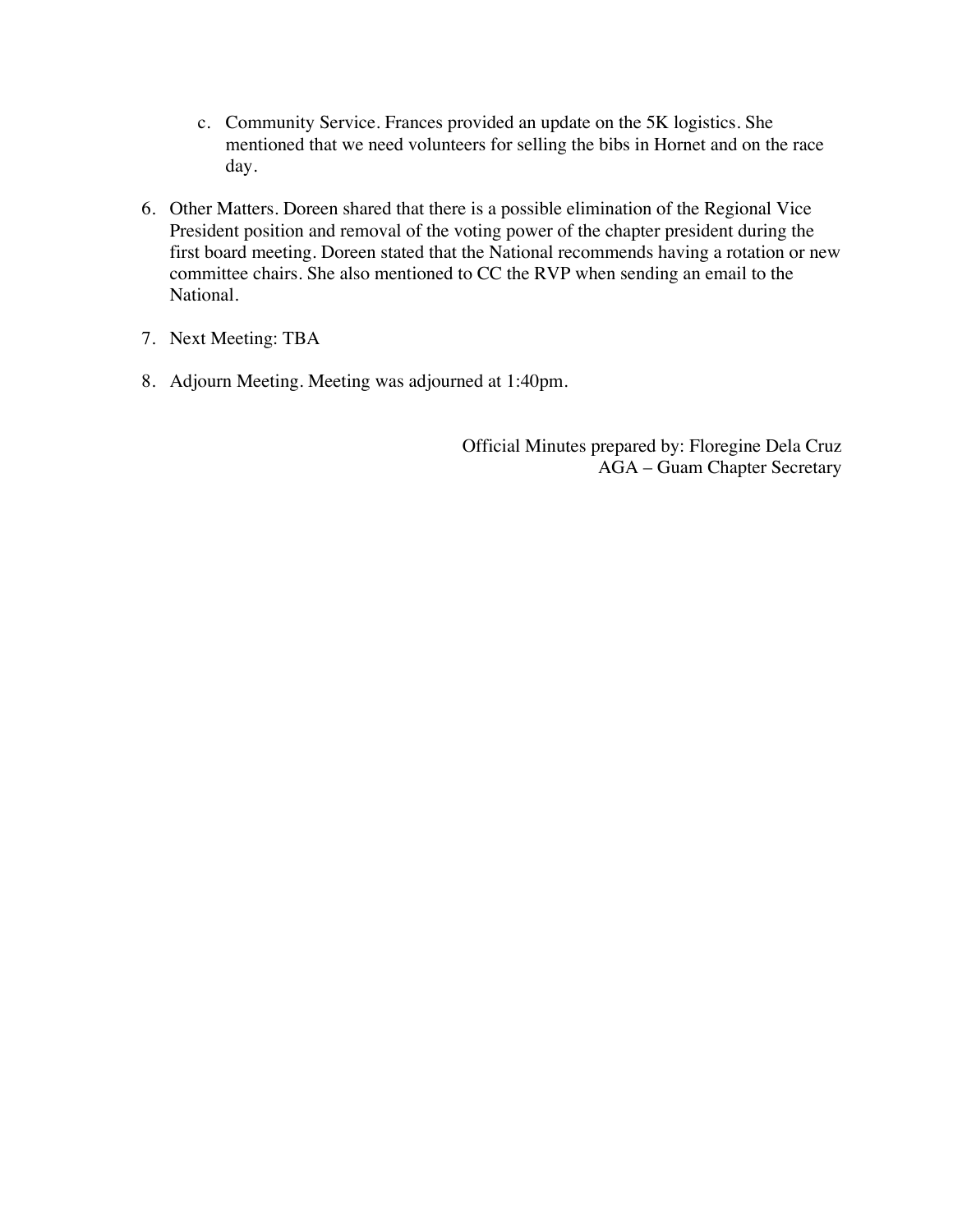c. Community Service. Frances provided an update on the 5K logistics. She mentioned that we need volunteers for selling the bibs in Hornet and on the race day.

6. Other Matters. Doreen shared that there is a possible elimination of the Regional Vice President position and removal of the voting power of the chapter president during the first board meeting. Doreen stated that the National recommends having a rotation or new committee chairs. She also mentioned to CC the RVP when sending an email to the National.

7. Next Meeting: TBA

8. Adjourn Meeting. Meeting was adjourned at 1:40pm.

Official Minutes prepared by: Floregine Dela Cruz
AGA – Guam Chapter Secretary